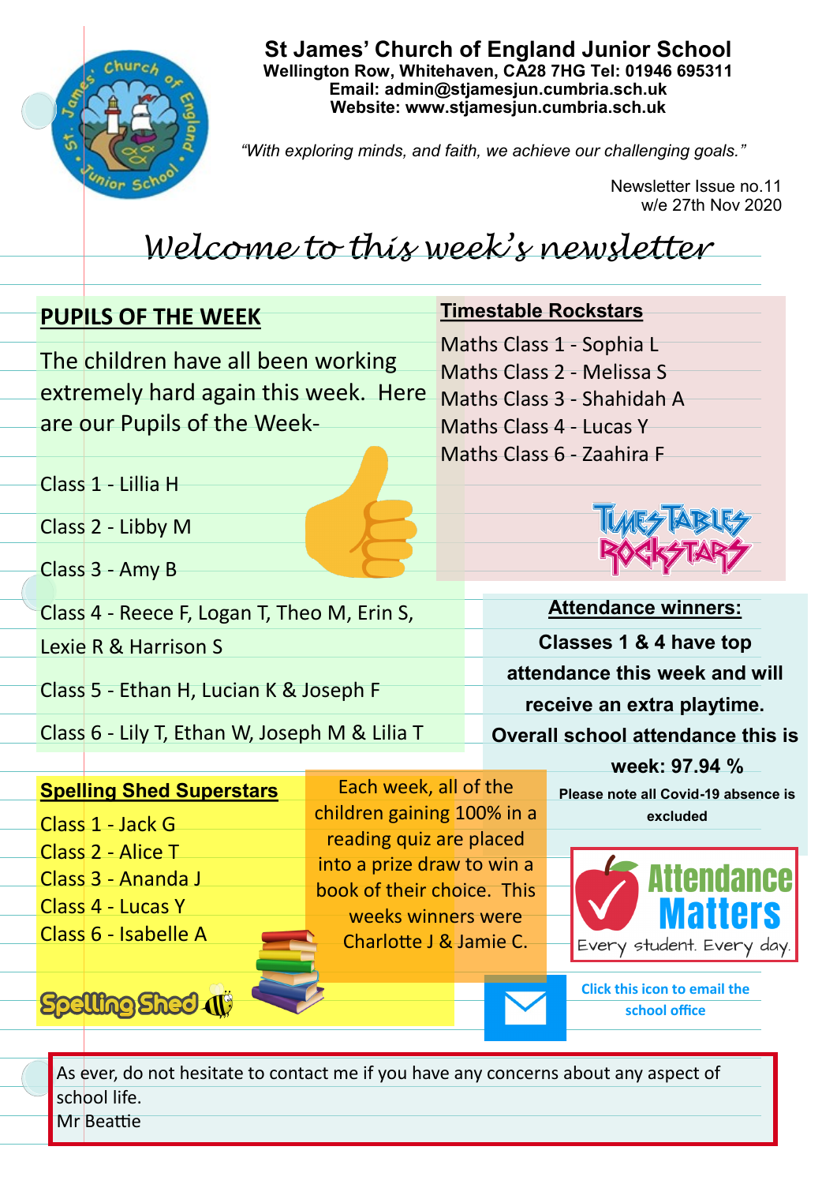# St James' Church of England Junior School

**Wellington Row, Whitehaven, CA28 7HG Tel: 01946 695311**
**Email: admin@stjamesjun.cumbria.sch.uk**
**Website: www.stjamesjun.cumbria.sch.uk**

*"With exploring minds, and faith, we achieve our challenging goals."*

Newsletter Issue no.11
w/e 27th Nov 2020

## *Welcome to this week's newsletter*

### PUPILS OF THE WEEK

The children have all been working extremely hard again this week. Here are our Pupils of the Week-

Class 1 - Lillia H

Class 2 - Libby M

Class 3 - Amy B

Class 4 - Reece F, Logan T, Theo M, Erin S, Lexie R & Harrison S

Class 5 - Ethan H, Lucian K & Joseph F

Class 6 - Lily T, Ethan W, Joseph M & Lilia T

### Timestable Rockstars

Maths Class 1 - Sophia L
Maths Class 2 - Melissa S
Maths Class 3 - Shahidah A
Maths Class 4 - Lucas Y
Maths Class 6 - Zaahira F

### Attendance winners:

**Classes 1 & 4 have top attendance this week and will receive an extra playtime.**

**Overall school attendance this is week: 97.94 %**

**Please note all Covid-19 absence is excluded**

Attendance Matters
Every student. Every day.

### Spelling Shed Superstars

Class 1 - Jack G
Class 2 - Alice T
Class 3 - Ananda J
Class 4 - Lucas Y
Class 6 - Isabelle A

Each week, all of the children gaining 100% in a reading quiz are placed into a prize draw to win a book of their choice. This weeks winners were Charlotte J & Jamie C.

**Click this icon to email the school office**

As ever, do not hesitate to contact me if you have any concerns about any aspect of school life.
Mr Beattie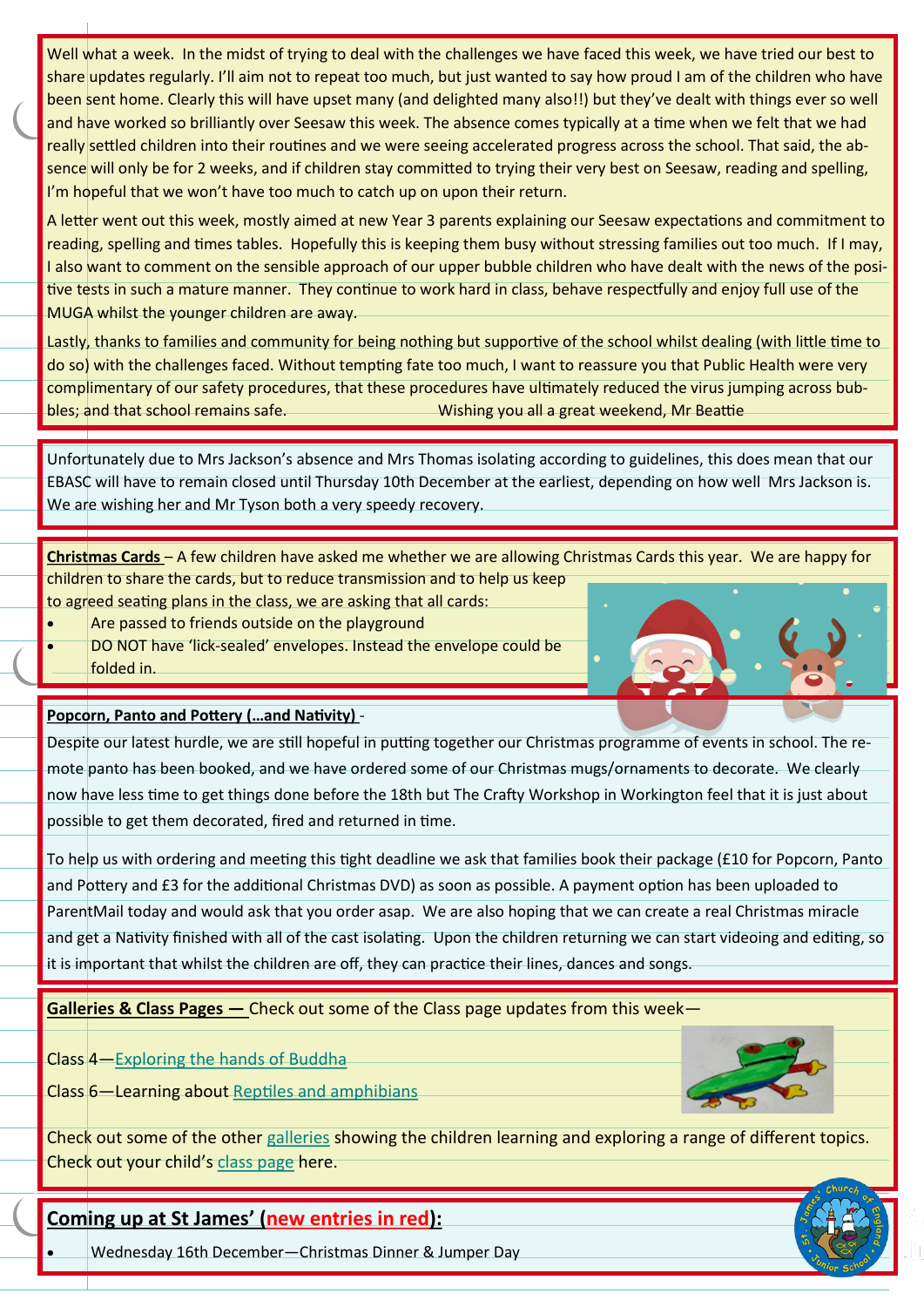Well what a week. In the midst of trying to deal with the challenges we have faced this week, we have tried our best to share updates regularly. I'll aim not to repeat too much, but just wanted to say how proud I am of the children who have been sent home. Clearly this will have upset many (and delighted many also!!) but they've dealt with things ever so well and have worked so brilliantly over Seesaw this week. The absence comes typically at a time when we felt that we had really settled children into their routines and we were seeing accelerated progress across the school. That said, the absence will only be for 2 weeks, and if children stay committed to trying their very best on Seesaw, reading and spelling, I'm hopeful that we won't have too much to catch up on upon their return.

A letter went out this week, mostly aimed at new Year 3 parents explaining our Seesaw expectations and commitment to reading, spelling and times tables. Hopefully this is keeping them busy without stressing families out too much. If I may, I also want to comment on the sensible approach of our upper bubble children who have dealt with the news of the positive tests in such a mature manner. They continue to work hard in class, behave respectfully and enjoy full use of the MUGA whilst the younger children are away.

Lastly, thanks to families and community for being nothing but supportive of the school whilst dealing (with little time to do so) with the challenges faced. Without tempting fate too much, I want to reassure you that Public Health were very complimentary of our safety procedures, that these procedures have ultimately reduced the virus jumping across bubbles; and that school remains safe. Wishing you all a great weekend, Mr Beattie

Unfortunately due to Mrs Jackson's absence and Mrs Thomas isolating according to guidelines, this does mean that our EBASC will have to remain closed until Thursday 10th December at the earliest, depending on how well Mrs Jackson is. We are wishing her and Mr Tyson both a very speedy recovery.

**Christmas Cards** – A few children have asked me whether we are allowing Christmas Cards this year. We are happy for children to share the cards, but to reduce transmission and to help us keep to agreed seating plans in the class, we are asking that all cards:

- Are passed to friends outside on the playground
- DO NOT have 'lick-sealed' envelopes. Instead the envelope could be folded in.

**Popcorn, Panto and Pottery (…and Nativity)** -

Despite our latest hurdle, we are still hopeful in putting together our Christmas programme of events in school. The remote panto has been booked, and we have ordered some of our Christmas mugs/ornaments to decorate. We clearly now have less time to get things done before the 18th but The Crafty Workshop in Workington feel that it is just about possible to get them decorated, fired and returned in time.

To help us with ordering and meeting this tight deadline we ask that families book their package (£10 for Popcorn, Panto and Pottery and £3 for the additional Christmas DVD) as soon as possible. A payment option has been uploaded to ParentMail today and would ask that you order asap. We are also hoping that we can create a real Christmas miracle and get a Nativity finished with all of the cast isolating. Upon the children returning we can start videoing and editing, so it is important that whilst the children are off, they can practice their lines, dances and songs.

**Galleries & Class Pages —** Check out some of the Class page updates from this week—

Class 4—Exploring the hands of Buddha

Class 6—Learning about Reptiles and amphibians

Check out some of the other galleries showing the children learning and exploring a range of different topics. Check out your child's class page here.

## Coming up at St James' (new entries in red):

- Wednesday 16th December—Christmas Dinner & Jumper Day